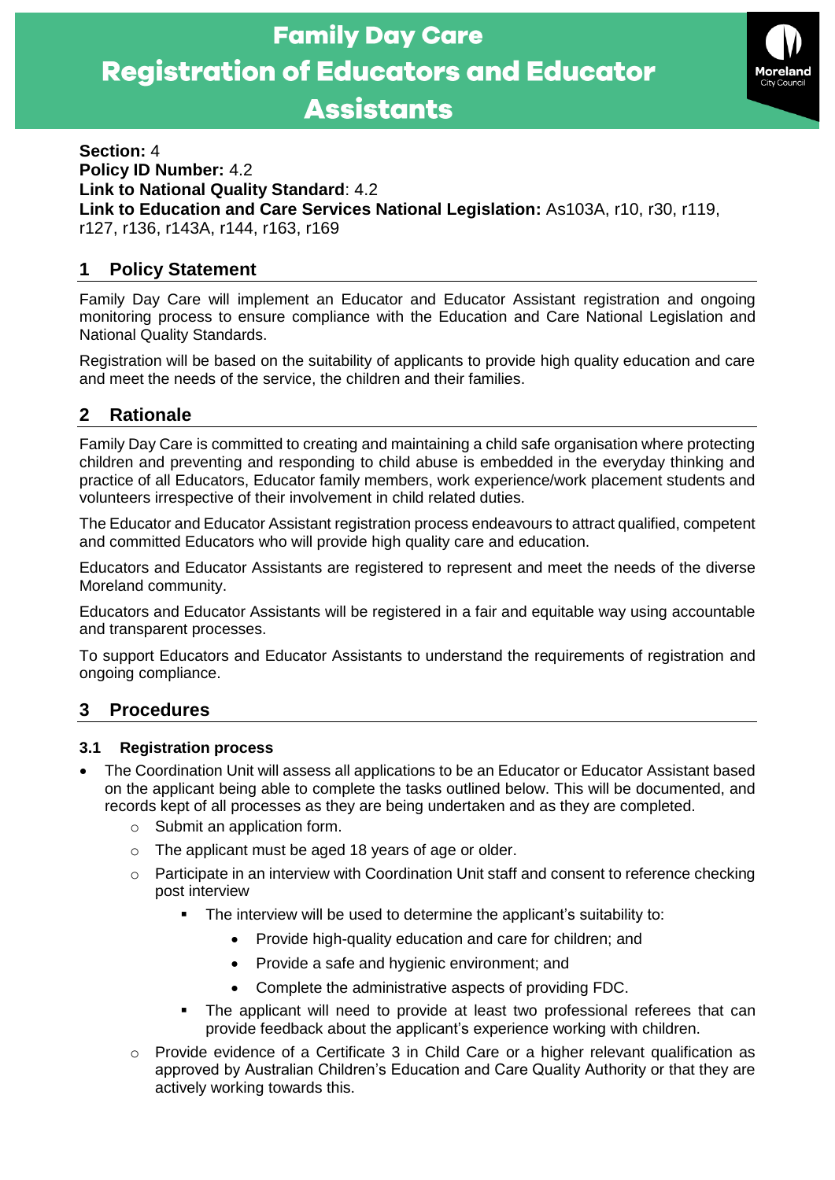# Family Day Care
# Registration of Educators and Educator Assistants

**Section:** 4
**Policy ID Number:** 4.2
**Link to National Quality Standard**: 4.2
**Link to Education and Care Services National Legislation:** As103A, r10, r30, r119, r127, r136, r143A, r144, r163, r169

## 1 Policy Statement

Family Day Care will implement an Educator and Educator Assistant registration and ongoing monitoring process to ensure compliance with the Education and Care National Legislation and National Quality Standards.

Registration will be based on the suitability of applicants to provide high quality education and care and meet the needs of the service, the children and their families.

## 2 Rationale

Family Day Care is committed to creating and maintaining a child safe organisation where protecting children and preventing and responding to child abuse is embedded in the everyday thinking and practice of all Educators, Educator family members, work experience/work placement students and volunteers irrespective of their involvement in child related duties.

The Educator and Educator Assistant registration process endeavours to attract qualified, competent and committed Educators who will provide high quality care and education.

Educators and Educator Assistants are registered to represent and meet the needs of the diverse Moreland community.

Educators and Educator Assistants will be registered in a fair and equitable way using accountable and transparent processes.

To support Educators and Educator Assistants to understand the requirements of registration and ongoing compliance.

## 3 Procedures

### 3.1 Registration process

- The Coordination Unit will assess all applications to be an Educator or Educator Assistant based on the applicant being able to complete the tasks outlined below. This will be documented, and records kept of all processes as they are being undertaken and as they are completed.
  - Submit an application form.
  - The applicant must be aged 18 years of age or older.
  - Participate in an interview with Coordination Unit staff and consent to reference checking post interview
    - The interview will be used to determine the applicant's suitability to:
      - Provide high-quality education and care for children; and
      - Provide a safe and hygienic environment; and
      - Complete the administrative aspects of providing FDC.
    - The applicant will need to provide at least two professional referees that can provide feedback about the applicant's experience working with children.
  - Provide evidence of a Certificate 3 in Child Care or a higher relevant qualification as approved by Australian Children's Education and Care Quality Authority or that they are actively working towards this.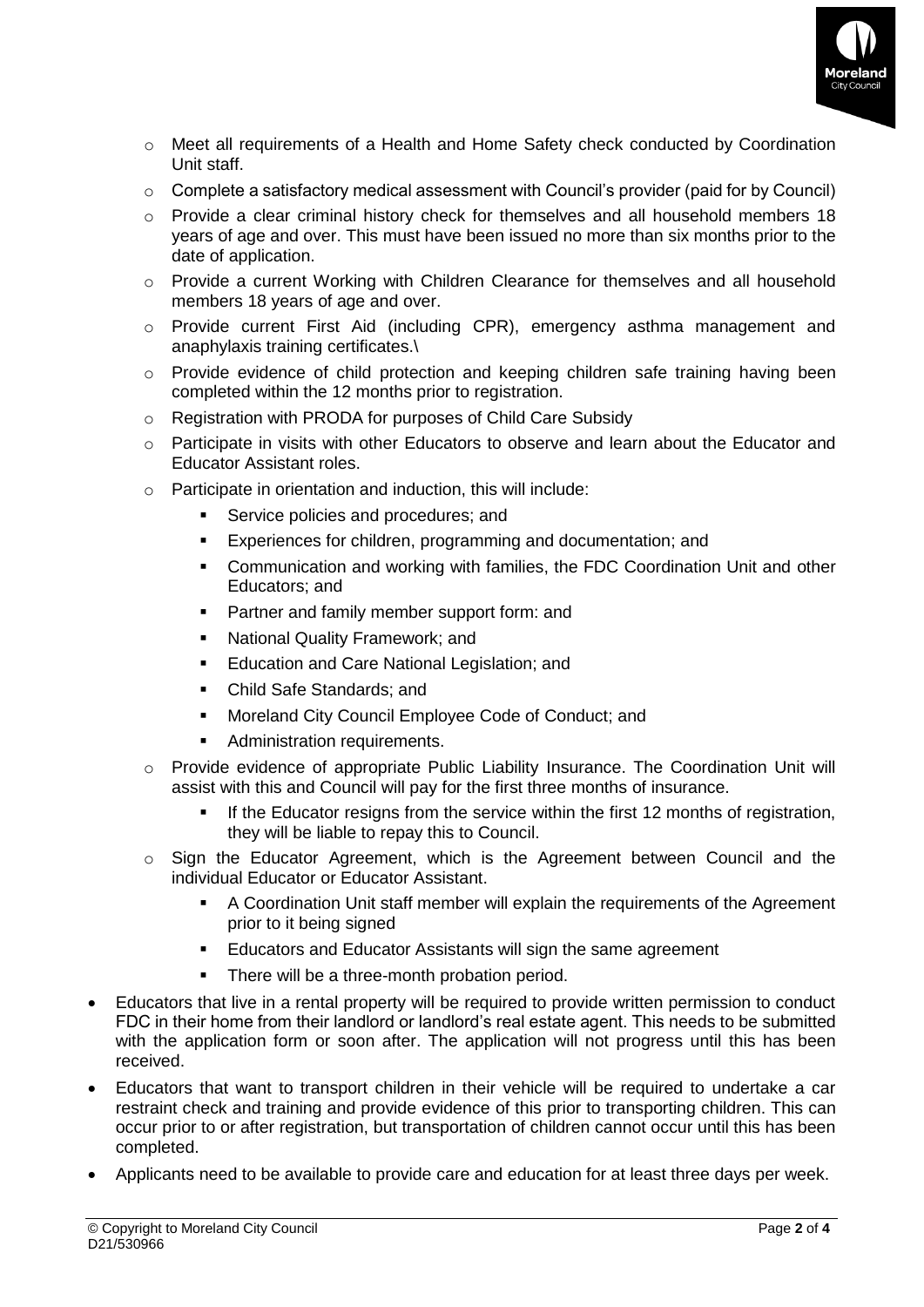- Meet all requirements of a Health and Home Safety check conducted by Coordination Unit staff.
  - Complete a satisfactory medical assessment with Council's provider (paid for by Council)
  - Provide a clear criminal history check for themselves and all household members 18 years of age and over. This must have been issued no more than six months prior to the date of application.
  - Provide a current Working with Children Clearance for themselves and all household members 18 years of age and over.
  - Provide current First Aid (including CPR), emergency asthma management and anaphylaxis training certificates.\
  - Provide evidence of child protection and keeping children safe training having been completed within the 12 months prior to registration.
  - Registration with PRODA for purposes of Child Care Subsidy
  - Participate in visits with other Educators to observe and learn about the Educator and Educator Assistant roles.
  - Participate in orientation and induction, this will include:
    - Service policies and procedures; and
    - Experiences for children, programming and documentation; and
    - Communication and working with families, the FDC Coordination Unit and other Educators; and
    - Partner and family member support form: and
    - National Quality Framework; and
    - Education and Care National Legislation; and
    - Child Safe Standards; and
    - Moreland City Council Employee Code of Conduct; and
    - Administration requirements.
  - Provide evidence of appropriate Public Liability Insurance. The Coordination Unit will assist with this and Council will pay for the first three months of insurance.
    - If the Educator resigns from the service within the first 12 months of registration, they will be liable to repay this to Council.
  - Sign the Educator Agreement, which is the Agreement between Council and the individual Educator or Educator Assistant.
    - A Coordination Unit staff member will explain the requirements of the Agreement prior to it being signed
    - Educators and Educator Assistants will sign the same agreement
    - There will be a three-month probation period.
- Educators that live in a rental property will be required to provide written permission to conduct FDC in their home from their landlord or landlord's real estate agent. This needs to be submitted with the application form or soon after. The application will not progress until this has been received.
- Educators that want to transport children in their vehicle will be required to undertake a car restraint check and training and provide evidence of this prior to transporting children. This can occur prior to or after registration, but transportation of children cannot occur until this has been completed.
- Applicants need to be available to provide care and education for at least three days per week.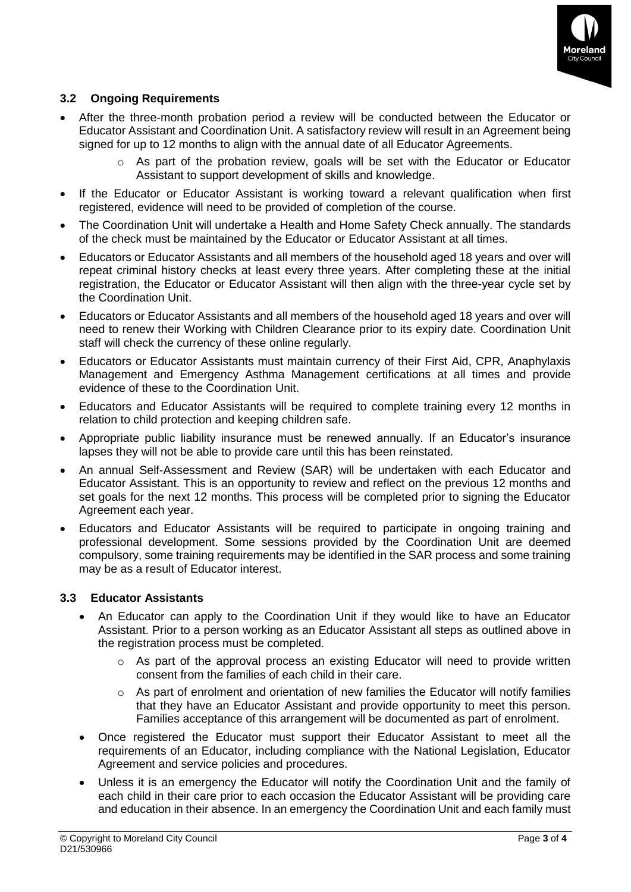### 3.2 Ongoing Requirements

- After the three-month probation period a review will be conducted between the Educator or Educator Assistant and Coordination Unit. A satisfactory review will result in an Agreement being signed for up to 12 months to align with the annual date of all Educator Agreements.
  - As part of the probation review, goals will be set with the Educator or Educator Assistant to support development of skills and knowledge.
- If the Educator or Educator Assistant is working toward a relevant qualification when first registered, evidence will need to be provided of completion of the course.
- The Coordination Unit will undertake a Health and Home Safety Check annually. The standards of the check must be maintained by the Educator or Educator Assistant at all times.
- Educators or Educator Assistants and all members of the household aged 18 years and over will repeat criminal history checks at least every three years. After completing these at the initial registration, the Educator or Educator Assistant will then align with the three-year cycle set by the Coordination Unit.
- Educators or Educator Assistants and all members of the household aged 18 years and over will need to renew their Working with Children Clearance prior to its expiry date. Coordination Unit staff will check the currency of these online regularly.
- Educators or Educator Assistants must maintain currency of their First Aid, CPR, Anaphylaxis Management and Emergency Asthma Management certifications at all times and provide evidence of these to the Coordination Unit.
- Educators and Educator Assistants will be required to complete training every 12 months in relation to child protection and keeping children safe.
- Appropriate public liability insurance must be renewed annually. If an Educator's insurance lapses they will not be able to provide care until this has been reinstated.
- An annual Self-Assessment and Review (SAR) will be undertaken with each Educator and Educator Assistant. This is an opportunity to review and reflect on the previous 12 months and set goals for the next 12 months. This process will be completed prior to signing the Educator Agreement each year.
- Educators and Educator Assistants will be required to participate in ongoing training and professional development. Some sessions provided by the Coordination Unit are deemed compulsory, some training requirements may be identified in the SAR process and some training may be as a result of Educator interest.

### 3.3 Educator Assistants

- An Educator can apply to the Coordination Unit if they would like to have an Educator Assistant. Prior to a person working as an Educator Assistant all steps as outlined above in the registration process must be completed.
  - As part of the approval process an existing Educator will need to provide written consent from the families of each child in their care.
  - As part of enrolment and orientation of new families the Educator will notify families that they have an Educator Assistant and provide opportunity to meet this person. Families acceptance of this arrangement will be documented as part of enrolment.
- Once registered the Educator must support their Educator Assistant to meet all the requirements of an Educator, including compliance with the National Legislation, Educator Agreement and service policies and procedures.
- Unless it is an emergency the Educator will notify the Coordination Unit and the family of each child in their care prior to each occasion the Educator Assistant will be providing care and education in their absence. In an emergency the Coordination Unit and each family must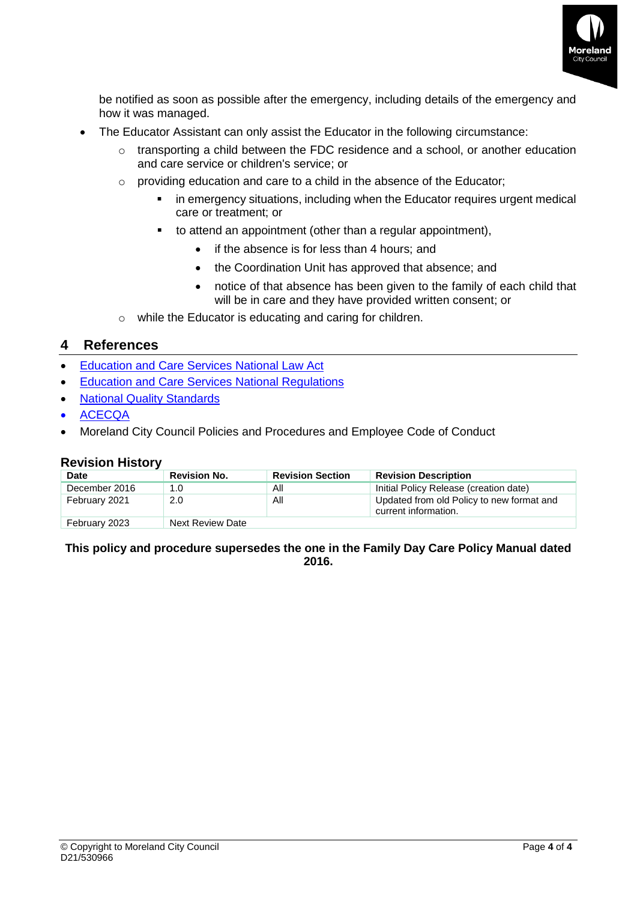be notified as soon as possible after the emergency, including details of the emergency and how it was managed.

- The Educator Assistant can only assist the Educator in the following circumstance:
    - transporting a child between the FDC residence and a school, or another education and care service or children's service; or
    - providing education and care to a child in the absence of the Educator;
        - in emergency situations, including when the Educator requires urgent medical care or treatment; or
        - to attend an appointment (other than a regular appointment),
            - if the absence is for less than 4 hours; and
            - the Coordination Unit has approved that absence; and
            - notice of that absence has been given to the family of each child that will be in care and they have provided written consent; or
    - while the Educator is educating and caring for children.

## 4 References

- Education and Care Services National Law Act
- Education and Care Services National Regulations
- National Quality Standards
- ACECQA
- Moreland City Council Policies and Procedures and Employee Code of Conduct

### Revision History

| Date | Revision No. | Revision Section | Revision Description |
|---|---|---|---|
| December 2016 | 1.0 | All | Initial Policy Release (creation date) |
| February 2021 | 2.0 | All | Updated from old Policy to new format and current information. |
| February 2023 | Next Review Date | | |

**This policy and procedure supersedes the one in the Family Day Care Policy Manual dated 2016.**

© Copyright to Moreland City Council
D21/530966